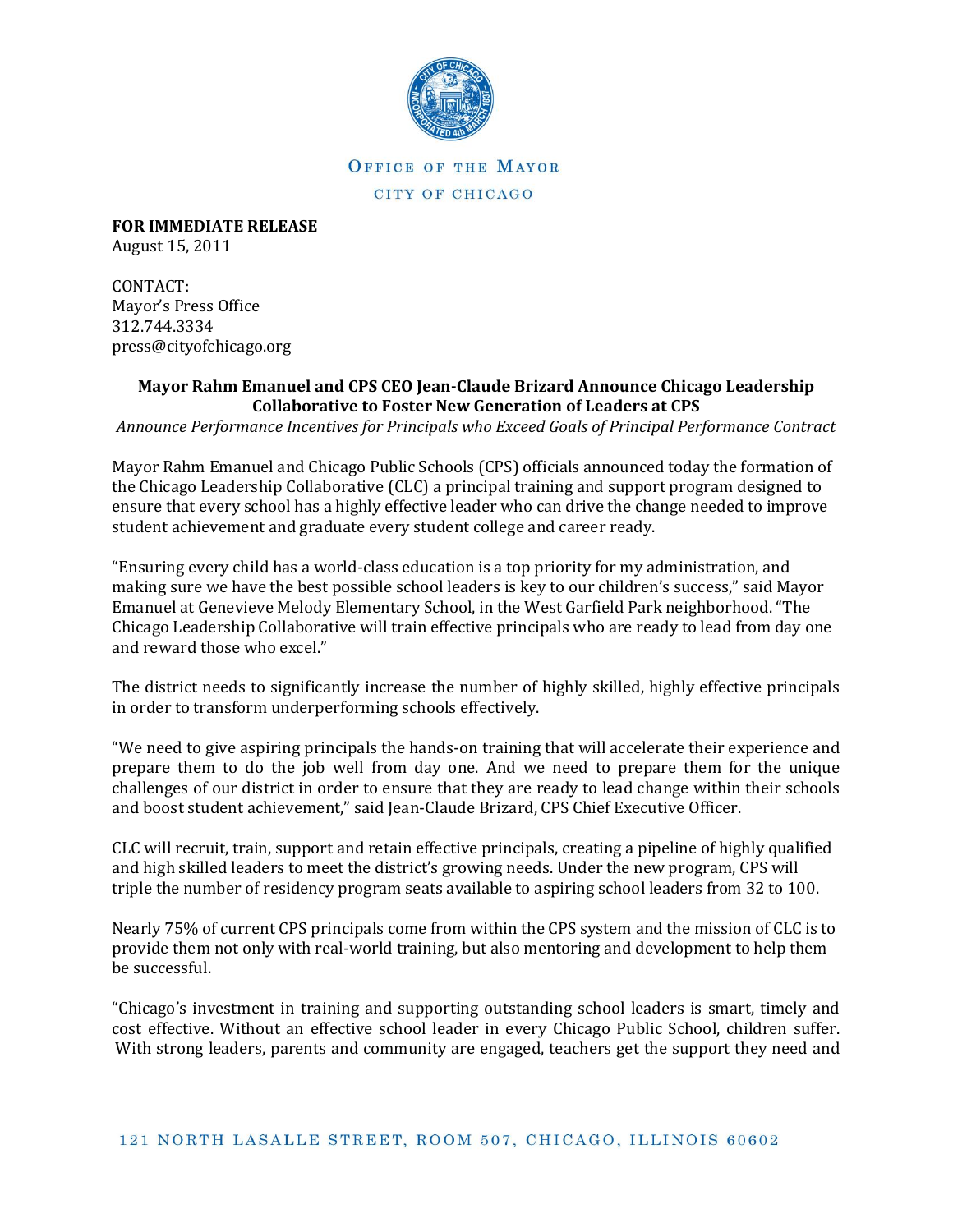OFFICE OF THE MAYOR

CITY OF CHICAGO

**FOR IMMEDIATE RELEASE**
August 15, 2011

CONTACT:
Mayor's Press Office
312.744.3334
press@cityofchicago.org

**Mayor Rahm Emanuel and CPS CEO Jean-Claude Brizard Announce Chicago Leadership Collaborative to Foster New Generation of Leaders at CPS**

*Announce Performance Incentives for Principals who Exceed Goals of Principal Performance Contract*

Mayor Rahm Emanuel and Chicago Public Schools (CPS) officials announced today the formation of the Chicago Leadership Collaborative (CLC) a principal training and support program designed to ensure that every school has a highly effective leader who can drive the change needed to improve student achievement and graduate every student college and career ready.

"Ensuring every child has a world-class education is a top priority for my administration, and making sure we have the best possible school leaders is key to our children's success," said Mayor Emanuel at Genevieve Melody Elementary School, in the West Garfield Park neighborhood. "The Chicago Leadership Collaborative will train effective principals who are ready to lead from day one and reward those who excel."

The district needs to significantly increase the number of highly skilled, highly effective principals in order to transform underperforming schools effectively.

"We need to give aspiring principals the hands-on training that will accelerate their experience and prepare them to do the job well from day one. And we need to prepare them for the unique challenges of our district in order to ensure that they are ready to lead change within their schools and boost student achievement," said Jean-Claude Brizard, CPS Chief Executive Officer.

CLC will recruit, train, support and retain effective principals, creating a pipeline of highly qualified and high skilled leaders to meet the district's growing needs. Under the new program, CPS will triple the number of residency program seats available to aspiring school leaders from 32 to 100.

Nearly 75% of current CPS principals come from within the CPS system and the mission of CLC is to provide them not only with real-world training, but also mentoring and development to help them be successful.

"Chicago's investment in training and supporting outstanding school leaders is smart, timely and cost effective. Without an effective school leader in every Chicago Public School, children suffer. With strong leaders, parents and community are engaged, teachers get the support they need and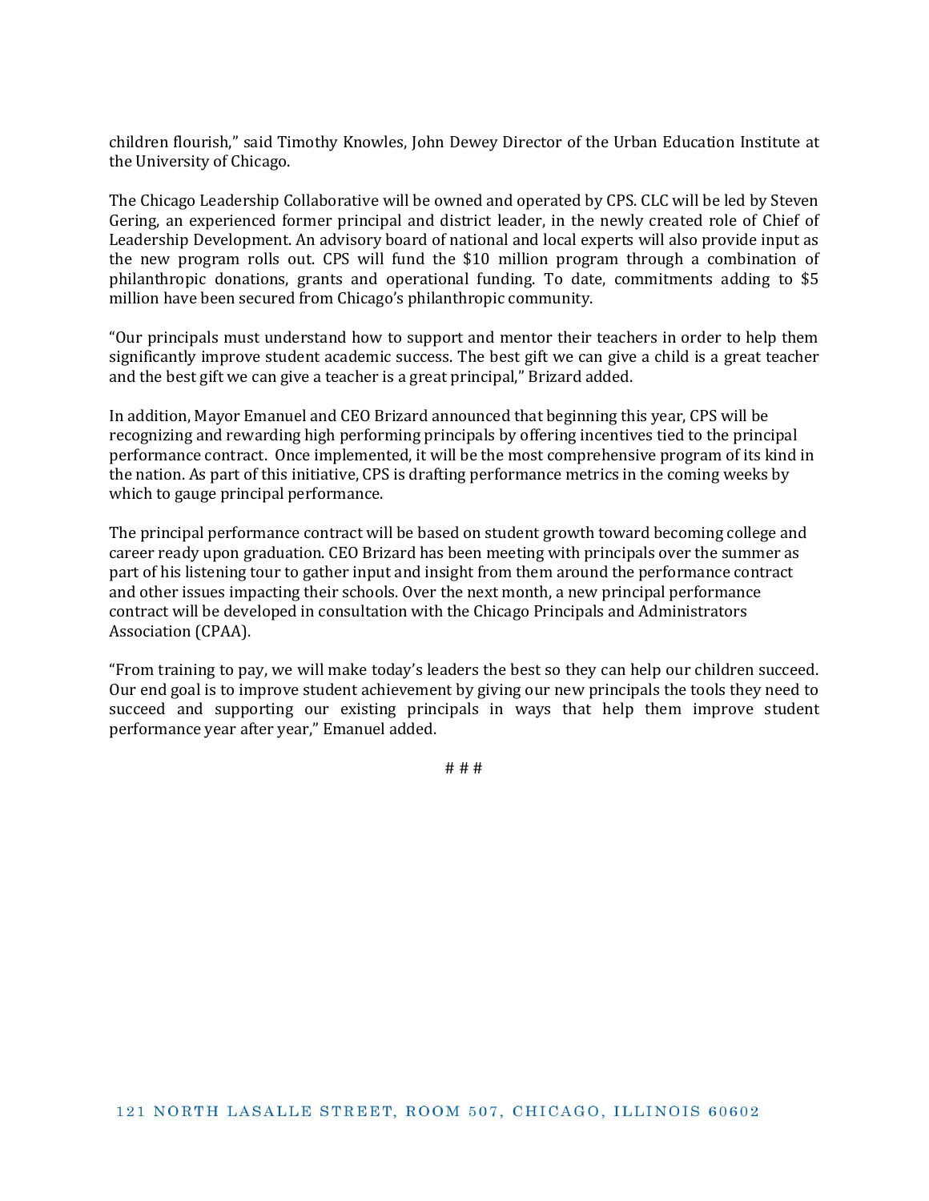children flourish," said Timothy Knowles, John Dewey Director of the Urban Education Institute at the University of Chicago.

The Chicago Leadership Collaborative will be owned and operated by CPS. CLC will be led by Steven Gering, an experienced former principal and district leader, in the newly created role of Chief of Leadership Development. An advisory board of national and local experts will also provide input as the new program rolls out. CPS will fund the $10 million program through a combination of philanthropic donations, grants and operational funding. To date, commitments adding to $5 million have been secured from Chicago's philanthropic community.

"Our principals must understand how to support and mentor their teachers in order to help them significantly improve student academic success. The best gift we can give a child is a great teacher and the best gift we can give a teacher is a great principal," Brizard added.

In addition, Mayor Emanuel and CEO Brizard announced that beginning this year, CPS will be recognizing and rewarding high performing principals by offering incentives tied to the principal performance contract. Once implemented, it will be the most comprehensive program of its kind in the nation. As part of this initiative, CPS is drafting performance metrics in the coming weeks by which to gauge principal performance.

The principal performance contract will be based on student growth toward becoming college and career ready upon graduation. CEO Brizard has been meeting with principals over the summer as part of his listening tour to gather input and insight from them around the performance contract and other issues impacting their schools. Over the next month, a new principal performance contract will be developed in consultation with the Chicago Principals and Administrators Association (CPAA).

"From training to pay, we will make today's leaders the best so they can help our children succeed. Our end goal is to improve student achievement by giving our new principals the tools they need to succeed and supporting our existing principals in ways that help them improve student performance year after year," Emanuel added.

# # #

121 NORTH LASALLE STREET, ROOM 507, CHICAGO, ILLINOIS 60602